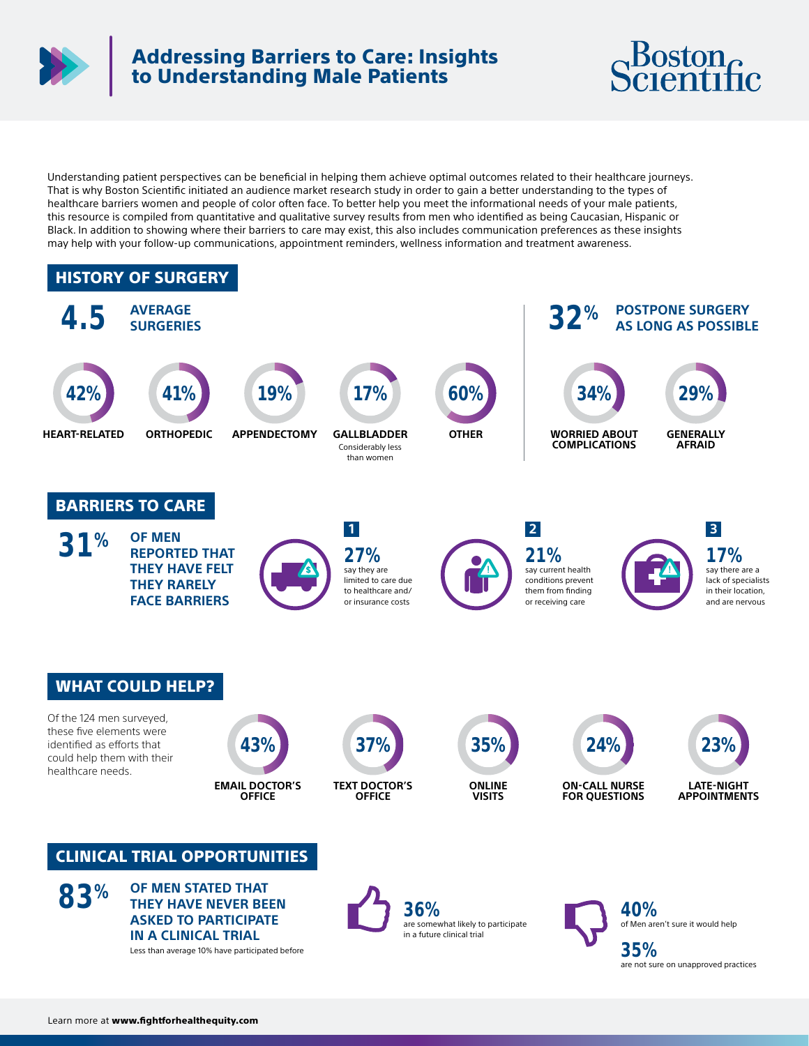# Addressing Barriers to Care: Insights to Understanding Male Patients

Boston Scientific

Understanding patient perspectives can be beneficial in helping them achieve optimal outcomes related to their healthcare journeys. That is why Boston Scientific initiated an audience market research study in order to gain a better understanding to the types of healthcare barriers women and people of color often face. To better help you meet the informational needs of your male patients, this resource is compiled from quantitative and qualitative survey results from men who identified as being Caucasian, Hispanic or Black. In addition to showing where their barriers to care may exist, this also includes communication preferences as these insights may help with your follow-up communications, appointment reminders, wellness information and treatment awareness.

## HISTORY OF SURGERY

**4.5** AVERAGE SURGERIES

42% HEART-RELATED

41% ORTHOPEDIC

19% APPENDECTOMY

17% GALLBLADDER
Considerably less than women

60% OTHER

**32%** POSTPONE SURGERY AS LONG AS POSSIBLE

34% WORRIED ABOUT COMPLICATIONS

29% GENERALLY AFRAID

## BARRIERS TO CARE

**31%** OF MEN REPORTED THAT THEY HAVE FELT THEY RARELY FACE BARRIERS

1. **27%** say they are limited to care due to healthcare and/ or insurance costs
2. **21%** say current health conditions prevent them from finding or receiving care
3. **17%** say there are a lack of specialists in their location, and are nervous

## WHAT COULD HELP?

Of the 124 men surveyed, these five elements were identified as efforts that could help them with their healthcare needs.

43% EMAIL DOCTOR'S OFFICE

37% TEXT DOCTOR'S OFFICE

35% ONLINE VISITS

24% ON-CALL NURSE FOR QUESTIONS

23% LATE-NIGHT APPOINTMENTS

## CLINICAL TRIAL OPPORTUNITIES

**83%** OF MEN STATED THAT THEY HAVE NEVER BEEN ASKED TO PARTICIPATE IN A CLINICAL TRIAL
Less than average 10% have participated before

**36%** are somewhat likely to participate in a future clinical trial

**40%** of Men aren't sure it would help

**35%** are not sure on unapproved practices

Learn more at **www.fightforhealthequity.com**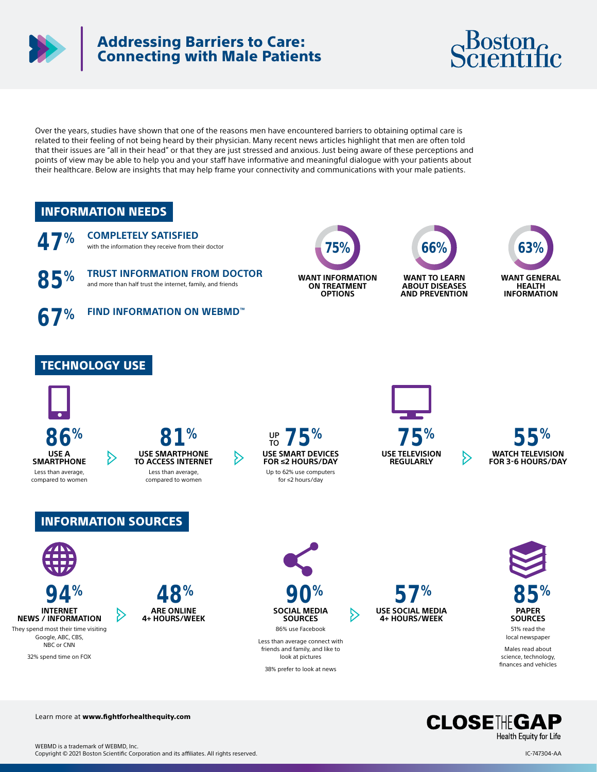# Addressing Barriers to Care: Connecting with Male Patients

Boston Scientific

Over the years, studies have shown that one of the reasons men have encountered barriers to obtaining optimal care is related to their feeling of not being heard by their physician. Many recent news articles highlight that men are often told that their issues are "all in their head" or that they are just stressed and anxious. Just being aware of these perceptions and points of view may be able to help you and your staff have informative and meaningful dialogue with your patients about their healthcare. Below are insights that may help frame your connectivity and communications with your male patients.

## INFORMATION NEEDS

**47%** **COMPLETELY SATISFIED** with the information they receive from their doctor

**85%** **TRUST INFORMATION FROM DOCTOR** and more than half trust the internet, family, and friends

**67%** **FIND INFORMATION ON WEBMD™**

**75%** WANT INFORMATION ON TREATMENT OPTIONS

**66%** WANT TO LEARN ABOUT DISEASES AND PREVENTION

**63%** WANT GENERAL HEALTH INFORMATION

## TECHNOLOGY USE

**86%** USE A SMARTPHONE
Less than average, compared to women

**81%** USE SMARTPHONE TO ACCESS INTERNET
Less than average, compared to women

**UP TO 75%** USE SMART DEVICES FOR ≤2 HOURS/DAY
Up to 62% use computers for ≤2 hours/day

**75%** USE TELEVISION REGULARLY

**55%** WATCH TELEVISION FOR 3-6 HOURS/DAY

## INFORMATION SOURCES

**94%** INTERNET NEWS / INFORMATION
They spend most their time visiting Google, ABC, CBS, NBC or CNN

32% spend time on FOX

**48%** ARE ONLINE 4+ HOURS/WEEK

**90%** SOCIAL MEDIA SOURCES
86% use Facebook

Less than average connect with friends and family, and like to look at pictures

38% prefer to look at news

**57%** USE SOCIAL MEDIA 4+ HOURS/WEEK

**85%** PAPER SOURCES
51% read the local newspaper

Males read about science, technology, finances and vehicles

Learn more at **www.fightforhealthequity.com**

CLOSE THE GAP
Health Equity for Life

WEBMD is a trademark of WEBMD, Inc.
Copyright © 2021 Boston Scientific Corporation and its affiliates. All rights reserved.

IC-747304-AA